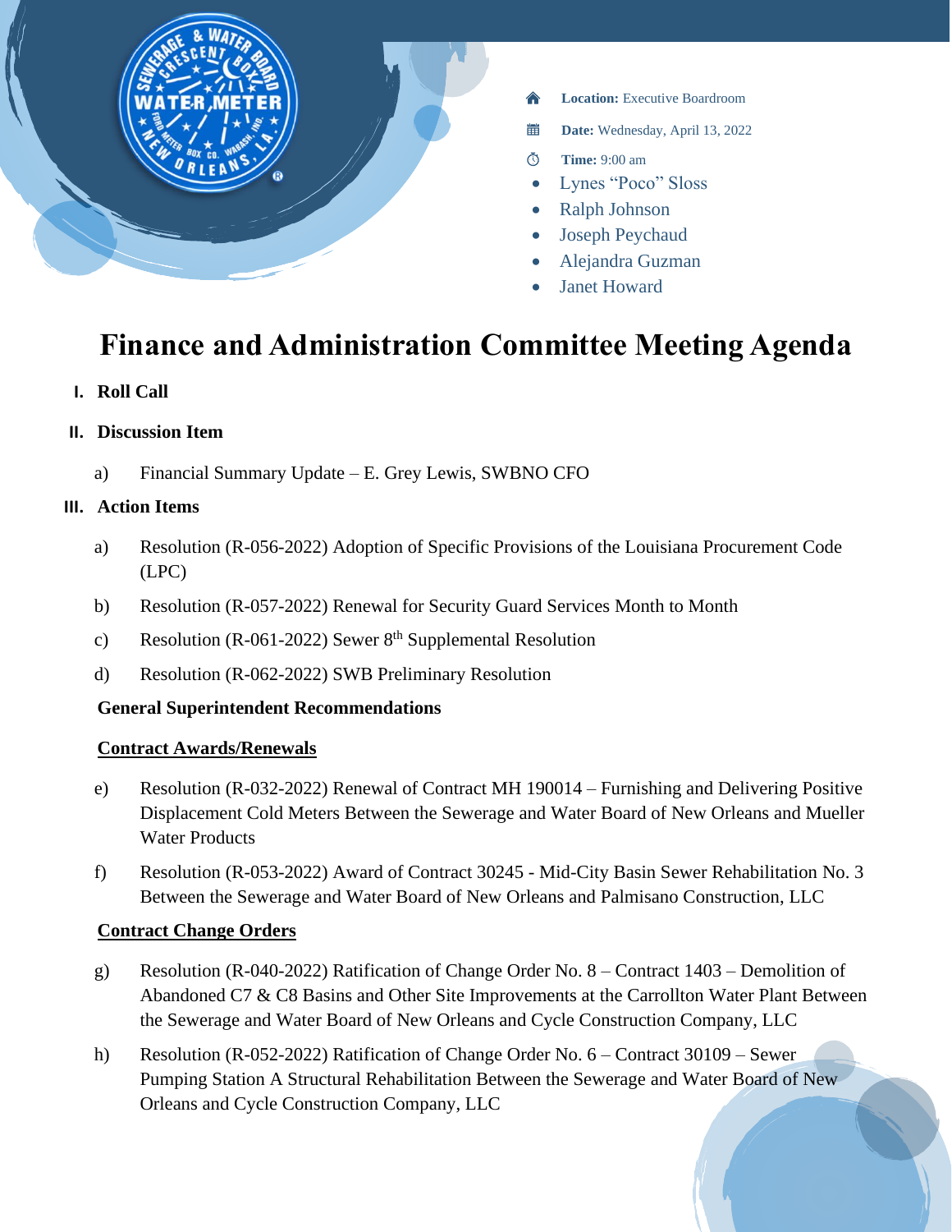**Location:** Executive Boardroom

**Date:** Wednesday, April 13, 2022

**Time:** 9:00 am

- Lynes "Poco" Sloss
- Ralph Johnson
- Joseph Peychaud
- Alejandra Guzman
- Janet Howard

# Finance and Administration Committee Meeting Agenda

I. **Roll Call**

II. **Discussion Item**

a) Financial Summary Update – E. Grey Lewis, SWBNO CFO

III. **Action Items**

a) Resolution (R-056-2022) Adoption of Specific Provisions of the Louisiana Procurement Code (LPC)

b) Resolution (R-057-2022) Renewal for Security Guard Services Month to Month

c) Resolution (R-061-2022) Sewer 8th Supplemental Resolution

d) Resolution (R-062-2022) SWB Preliminary Resolution

**General Superintendent Recommendations**

**Contract Awards/Renewals**

e) Resolution (R-032-2022) Renewal of Contract MH 190014 – Furnishing and Delivering Positive Displacement Cold Meters Between the Sewerage and Water Board of New Orleans and Mueller Water Products

f) Resolution (R-053-2022) Award of Contract 30245 - Mid-City Basin Sewer Rehabilitation No. 3 Between the Sewerage and Water Board of New Orleans and Palmisano Construction, LLC

**Contract Change Orders**

g) Resolution (R-040-2022) Ratification of Change Order No. 8 – Contract 1403 – Demolition of Abandoned C7 & C8 Basins and Other Site Improvements at the Carrollton Water Plant Between the Sewerage and Water Board of New Orleans and Cycle Construction Company, LLC

h) Resolution (R-052-2022) Ratification of Change Order No. 6 – Contract 30109 – Sewer Pumping Station A Structural Rehabilitation Between the Sewerage and Water Board of New Orleans and Cycle Construction Company, LLC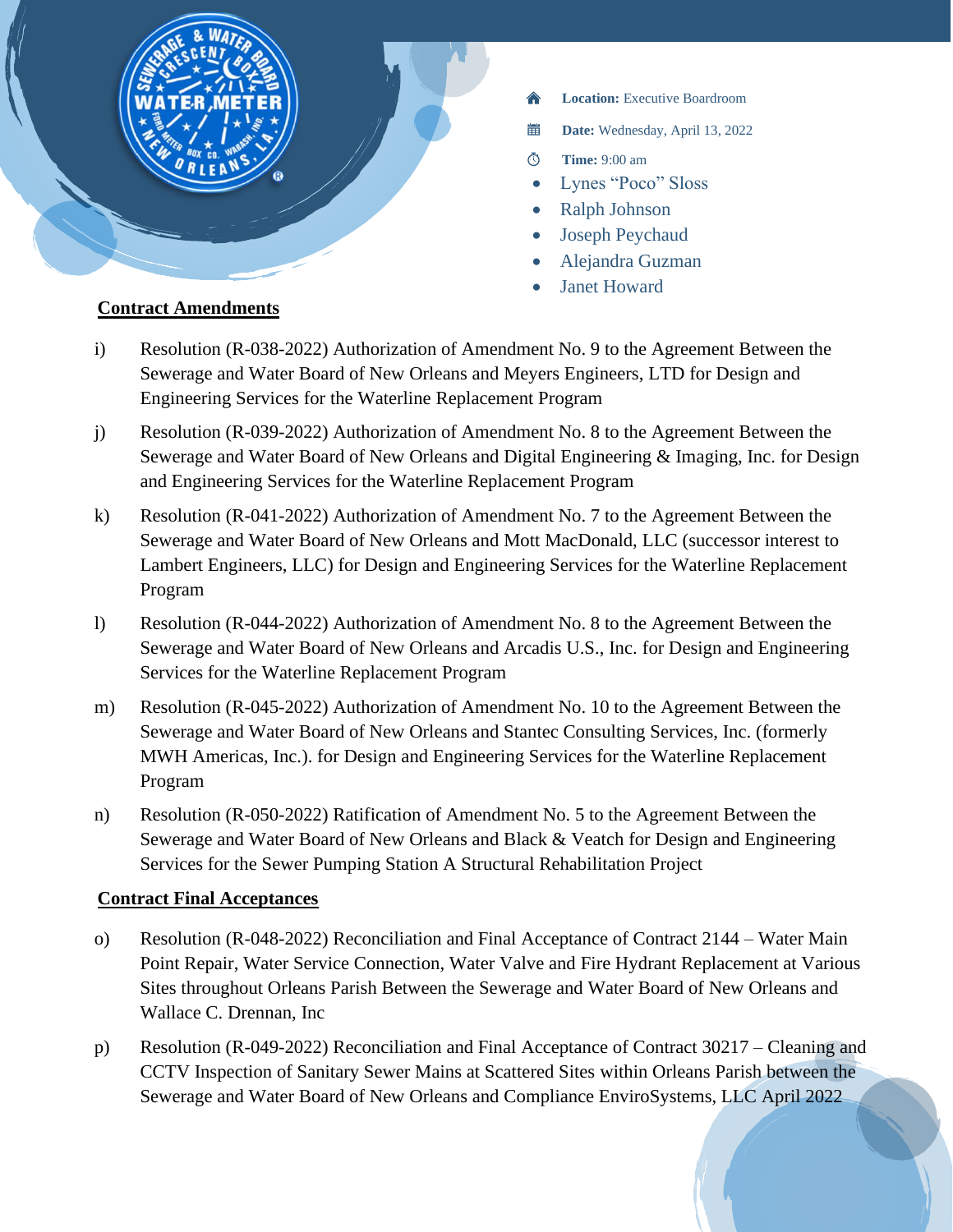- **Location:** Executive Boardroom
- **Date:** Wednesday, April 13, 2022
- **Time:** 9:00 am

- Lynes "Poco" Sloss
- Ralph Johnson
- Joseph Peychaud
- Alejandra Guzman
- Janet Howard

**Contract Amendments**

i) Resolution (R-038-2022) Authorization of Amendment No. 9 to the Agreement Between the Sewerage and Water Board of New Orleans and Meyers Engineers, LTD for Design and Engineering Services for the Waterline Replacement Program

j) Resolution (R-039-2022) Authorization of Amendment No. 8 to the Agreement Between the Sewerage and Water Board of New Orleans and Digital Engineering & Imaging, Inc. for Design and Engineering Services for the Waterline Replacement Program

k) Resolution (R-041-2022) Authorization of Amendment No. 7 to the Agreement Between the Sewerage and Water Board of New Orleans and Mott MacDonald, LLC (successor interest to Lambert Engineers, LLC) for Design and Engineering Services for the Waterline Replacement Program

l) Resolution (R-044-2022) Authorization of Amendment No. 8 to the Agreement Between the Sewerage and Water Board of New Orleans and Arcadis U.S., Inc. for Design and Engineering Services for the Waterline Replacement Program

m) Resolution (R-045-2022) Authorization of Amendment No. 10 to the Agreement Between the Sewerage and Water Board of New Orleans and Stantec Consulting Services, Inc. (formerly MWH Americas, Inc.). for Design and Engineering Services for the Waterline Replacement Program

n) Resolution (R-050-2022) Ratification of Amendment No. 5 to the Agreement Between the Sewerage and Water Board of New Orleans and Black & Veatch for Design and Engineering Services for the Sewer Pumping Station A Structural Rehabilitation Project

**Contract Final Acceptances**

o) Resolution (R-048-2022) Reconciliation and Final Acceptance of Contract 2144 – Water Main Point Repair, Water Service Connection, Water Valve and Fire Hydrant Replacement at Various Sites throughout Orleans Parish Between the Sewerage and Water Board of New Orleans and Wallace C. Drennan, Inc

p) Resolution (R-049-2022) Reconciliation and Final Acceptance of Contract 30217 – Cleaning and CCTV Inspection of Sanitary Sewer Mains at Scattered Sites within Orleans Parish between the Sewerage and Water Board of New Orleans and Compliance EnviroSystems, LLC April 2022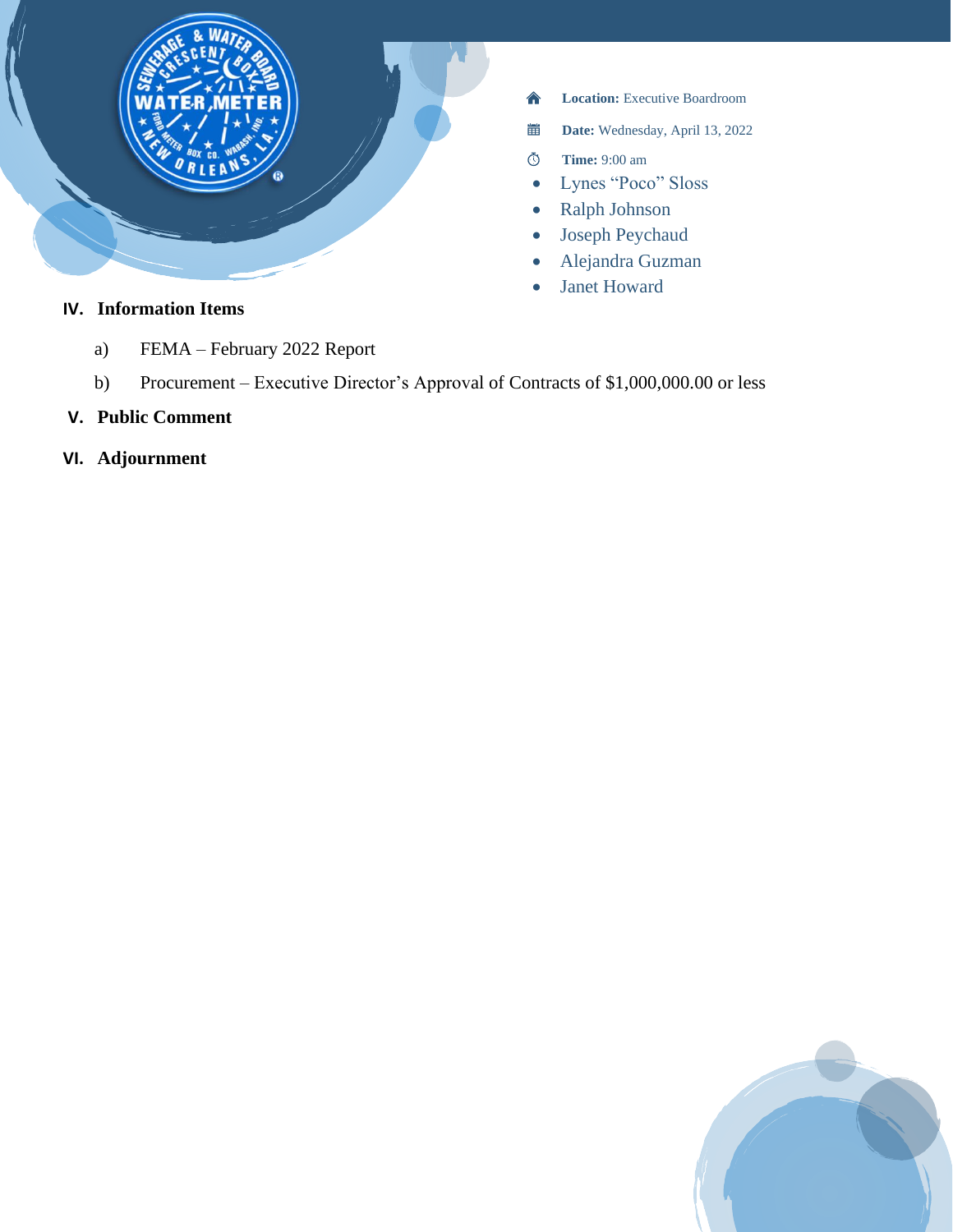- **Location:** Executive Boardroom
- **Date:** Wednesday, April 13, 2022
- **Time:** 9:00 am

- Lynes "Poco" Sloss
- Ralph Johnson
- Joseph Peychaud
- Alejandra Guzman
- Janet Howard

## IV. Information Items

a) FEMA – February 2022 Report

b) Procurement – Executive Director's Approval of Contracts of $1,000,000.00 or less

## V. Public Comment

## VI. Adjournment